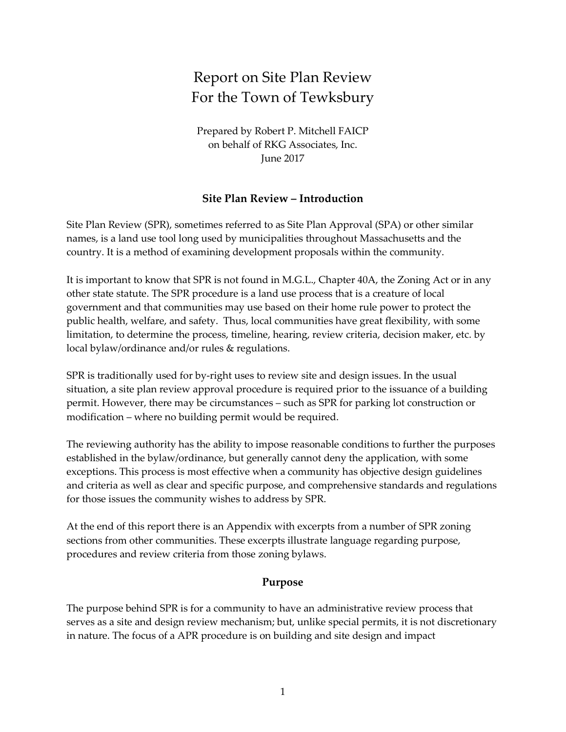# Report on Site Plan Review For the Town of Tewksbury

Prepared by Robert P. Mitchell FAICP
on behalf of RKG Associates, Inc.
June 2017

## Site Plan Review – Introduction

Site Plan Review (SPR), sometimes referred to as Site Plan Approval (SPA) or other similar names, is a land use tool long used by municipalities throughout Massachusetts and the country. It is a method of examining development proposals within the community.

It is important to know that SPR is not found in M.G.L., Chapter 40A, the Zoning Act or in any other state statute. The SPR procedure is a land use process that is a creature of local government and that communities may use based on their home rule power to protect the public health, welfare, and safety. Thus, local communities have great flexibility, with some limitation, to determine the process, timeline, hearing, review criteria, decision maker, etc. by local bylaw/ordinance and/or rules & regulations.

SPR is traditionally used for by-right uses to review site and design issues. In the usual situation, a site plan review approval procedure is required prior to the issuance of a building permit. However, there may be circumstances – such as SPR for parking lot construction or modification – where no building permit would be required.

The reviewing authority has the ability to impose reasonable conditions to further the purposes established in the bylaw/ordinance, but generally cannot deny the application, with some exceptions. This process is most effective when a community has objective design guidelines and criteria as well as clear and specific purpose, and comprehensive standards and regulations for those issues the community wishes to address by SPR.

At the end of this report there is an Appendix with excerpts from a number of SPR zoning sections from other communities. These excerpts illustrate language regarding purpose, procedures and review criteria from those zoning bylaws.

## Purpose

The purpose behind SPR is for a community to have an administrative review process that serves as a site and design review mechanism; but, unlike special permits, it is not discretionary in nature. The focus of a APR procedure is on building and site design and impact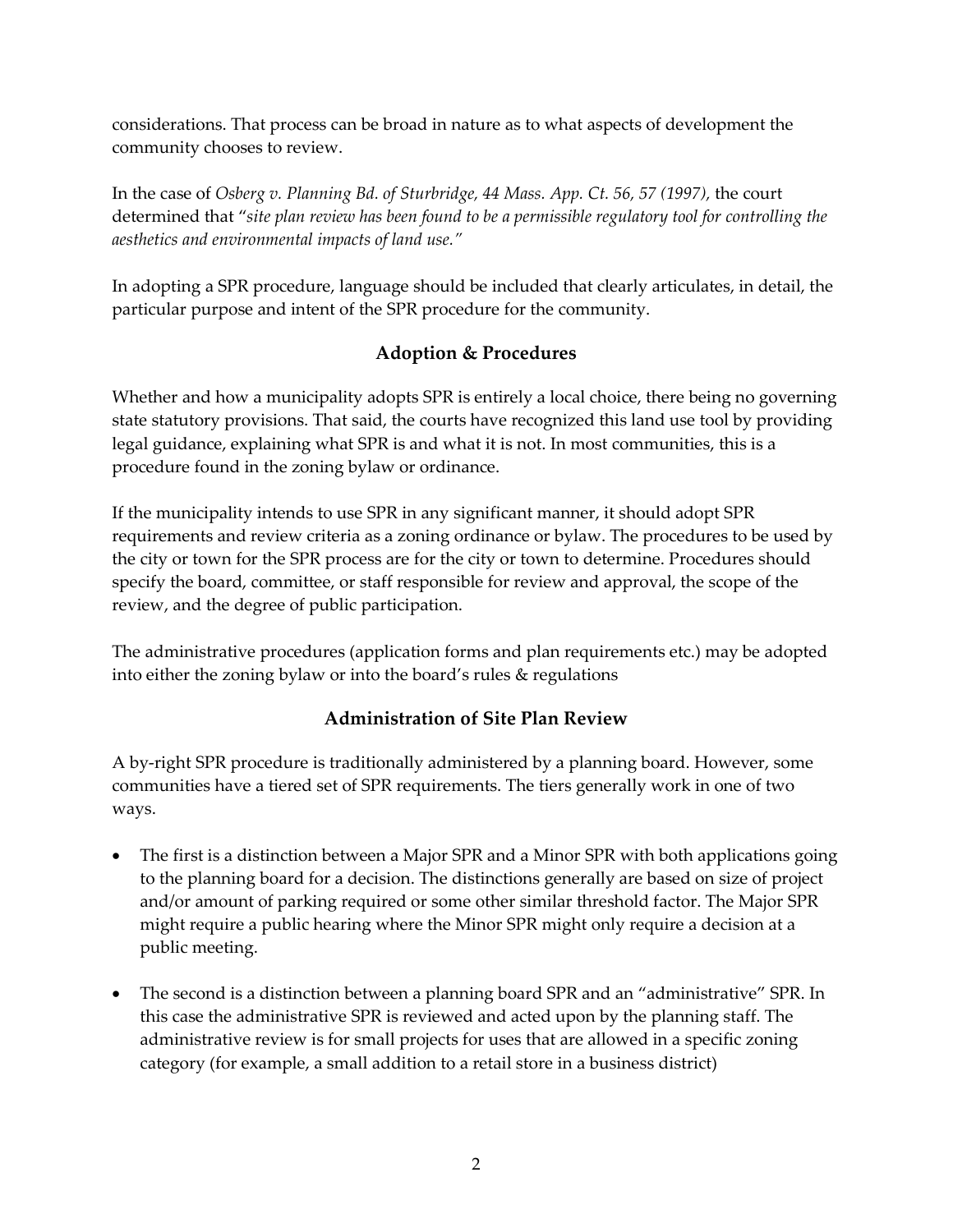considerations. That process can be broad in nature as to what aspects of development the community chooses to review.

In the case of *Osberg v. Planning Bd. of Sturbridge, 44 Mass. App. Ct. 56, 57 (1997)*, the court determined that "*site plan review has been found to be a permissible regulatory tool for controlling the aesthetics and environmental impacts of land use.*"

In adopting a SPR procedure, language should be included that clearly articulates, in detail, the particular purpose and intent of the SPR procedure for the community.

## Adoption & Procedures

Whether and how a municipality adopts SPR is entirely a local choice, there being no governing state statutory provisions. That said, the courts have recognized this land use tool by providing legal guidance, explaining what SPR is and what it is not. In most communities, this is a procedure found in the zoning bylaw or ordinance.

If the municipality intends to use SPR in any significant manner, it should adopt SPR requirements and review criteria as a zoning ordinance or bylaw. The procedures to be used by the city or town for the SPR process are for the city or town to determine. Procedures should specify the board, committee, or staff responsible for review and approval, the scope of the review, and the degree of public participation.

The administrative procedures (application forms and plan requirements etc.) may be adopted into either the zoning bylaw or into the board's rules & regulations

## Administration of Site Plan Review

A by-right SPR procedure is traditionally administered by a planning board. However, some communities have a tiered set of SPR requirements. The tiers generally work in one of two ways.

- The first is a distinction between a Major SPR and a Minor SPR with both applications going to the planning board for a decision. The distinctions generally are based on size of project and/or amount of parking required or some other similar threshold factor. The Major SPR might require a public hearing where the Minor SPR might only require a decision at a public meeting.

- The second is a distinction between a planning board SPR and an "administrative" SPR. In this case the administrative SPR is reviewed and acted upon by the planning staff. The administrative review is for small projects for uses that are allowed in a specific zoning category (for example, a small addition to a retail store in a business district)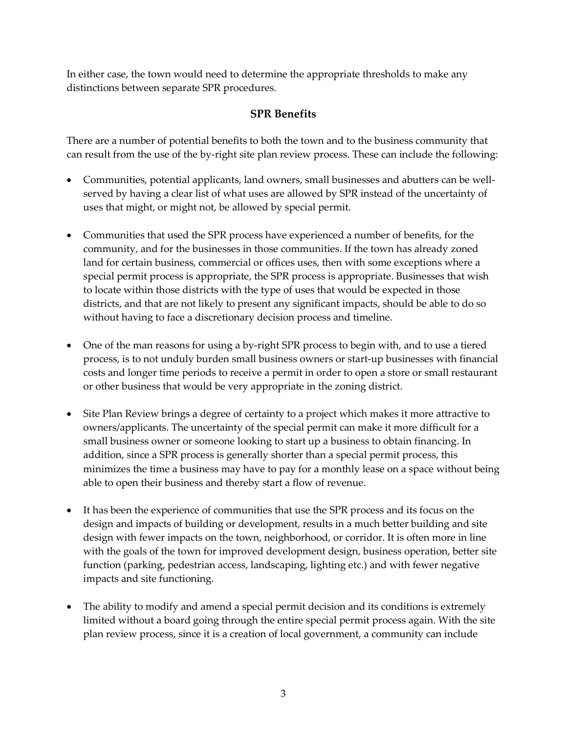In either case, the town would need to determine the appropriate thresholds to make any distinctions between separate SPR procedures.

## SPR Benefits

There are a number of potential benefits to both the town and to the business community that can result from the use of the by-right site plan review process. These can include the following:

- Communities, potential applicants, land owners, small businesses and abutters can be well-served by having a clear list of what uses are allowed by SPR instead of the uncertainty of uses that might, or might not, be allowed by special permit.

- Communities that used the SPR process have experienced a number of benefits, for the community, and for the businesses in those communities. If the town has already zoned land for certain business, commercial or offices uses, then with some exceptions where a special permit process is appropriate, the SPR process is appropriate. Businesses that wish to locate within those districts with the type of uses that would be expected in those districts, and that are not likely to present any significant impacts, should be able to do so without having to face a discretionary decision process and timeline.

- One of the man reasons for using a by-right SPR process to begin with, and to use a tiered process, is to not unduly burden small business owners or start-up businesses with financial costs and longer time periods to receive a permit in order to open a store or small restaurant or other business that would be very appropriate in the zoning district.

- Site Plan Review brings a degree of certainty to a project which makes it more attractive to owners/applicants. The uncertainty of the special permit can make it more difficult for a small business owner or someone looking to start up a business to obtain financing. In addition, since a SPR process is generally shorter than a special permit process, this minimizes the time a business may have to pay for a monthly lease on a space without being able to open their business and thereby start a flow of revenue.

- It has been the experience of communities that use the SPR process and its focus on the design and impacts of building or development, results in a much better building and site design with fewer impacts on the town, neighborhood, or corridor. It is often more in line with the goals of the town for improved development design, business operation, better site function (parking, pedestrian access, landscaping, lighting etc.) and with fewer negative impacts and site functioning.

- The ability to modify and amend a special permit decision and its conditions is extremely limited without a board going through the entire special permit process again. With the site plan review process, since it is a creation of local government, a community can include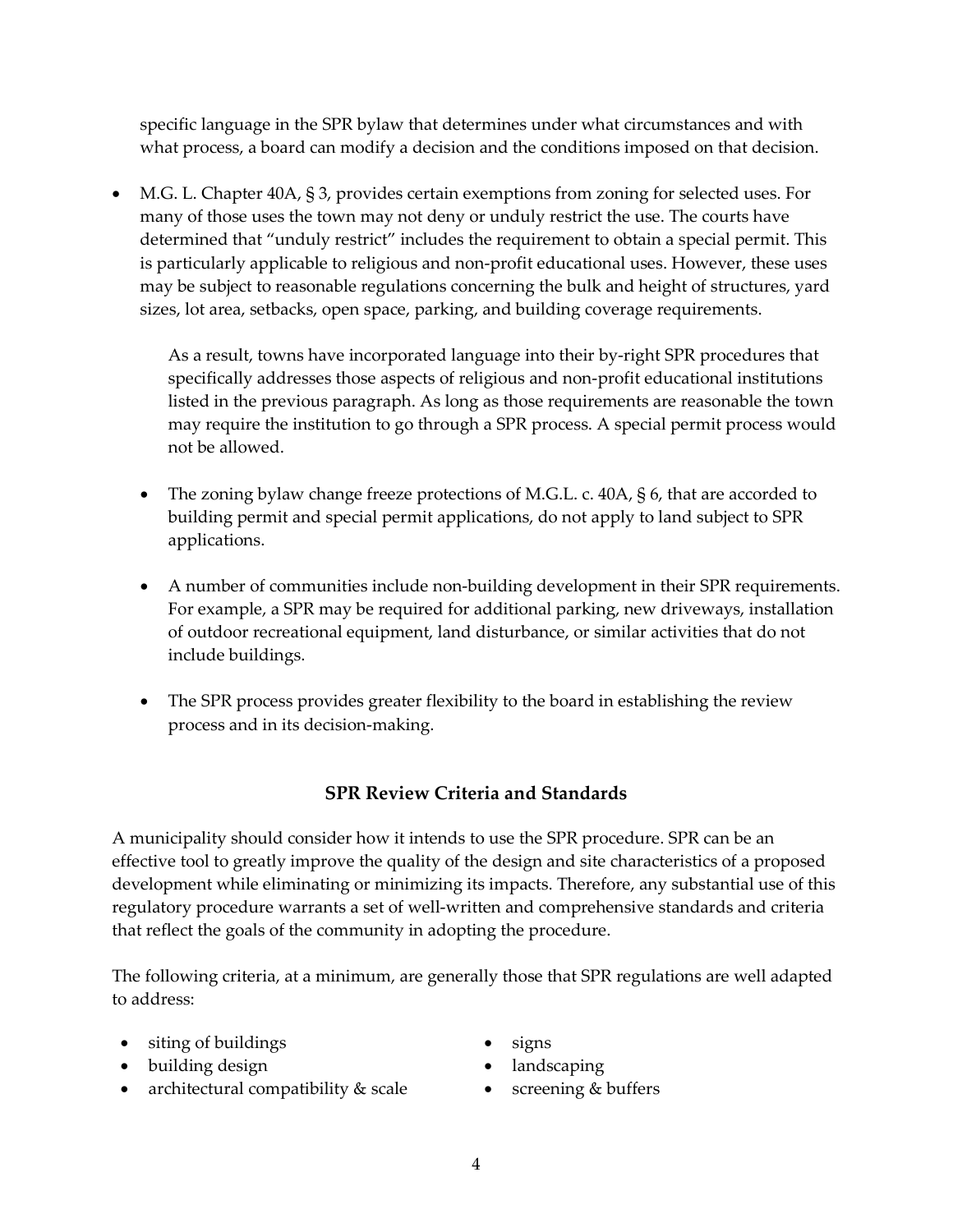specific language in the SPR bylaw that determines under what circumstances and with what process, a board can modify a decision and the conditions imposed on that decision.

- M.G. L. Chapter 40A, § 3, provides certain exemptions from zoning for selected uses. For many of those uses the town may not deny or unduly restrict the use. The courts have determined that "unduly restrict" includes the requirement to obtain a special permit. This is particularly applicable to religious and non-profit educational uses. However, these uses may be subject to reasonable regulations concerning the bulk and height of structures, yard sizes, lot area, setbacks, open space, parking, and building coverage requirements.

  As a result, towns have incorporated language into their by-right SPR procedures that specifically addresses those aspects of religious and non-profit educational institutions listed in the previous paragraph. As long as those requirements are reasonable the town may require the institution to go through a SPR process. A special permit process would not be allowed.

- The zoning bylaw change freeze protections of M.G.L. c. 40A, § 6, that are accorded to building permit and special permit applications, do not apply to land subject to SPR applications.

- A number of communities include non-building development in their SPR requirements. For example, a SPR may be required for additional parking, new driveways, installation of outdoor recreational equipment, land disturbance, or similar activities that do not include buildings.

- The SPR process provides greater flexibility to the board in establishing the review process and in its decision-making.

## SPR Review Criteria and Standards

A municipality should consider how it intends to use the SPR procedure. SPR can be an effective tool to greatly improve the quality of the design and site characteristics of a proposed development while eliminating or minimizing its impacts. Therefore, any substantial use of this regulatory procedure warrants a set of well-written and comprehensive standards and criteria that reflect the goals of the community in adopting the procedure.

The following criteria, at a minimum, are generally those that SPR regulations are well adapted to address:

- siting of buildings
- building design
- architectural compatibility & scale
- signs
- landscaping
- screening & buffers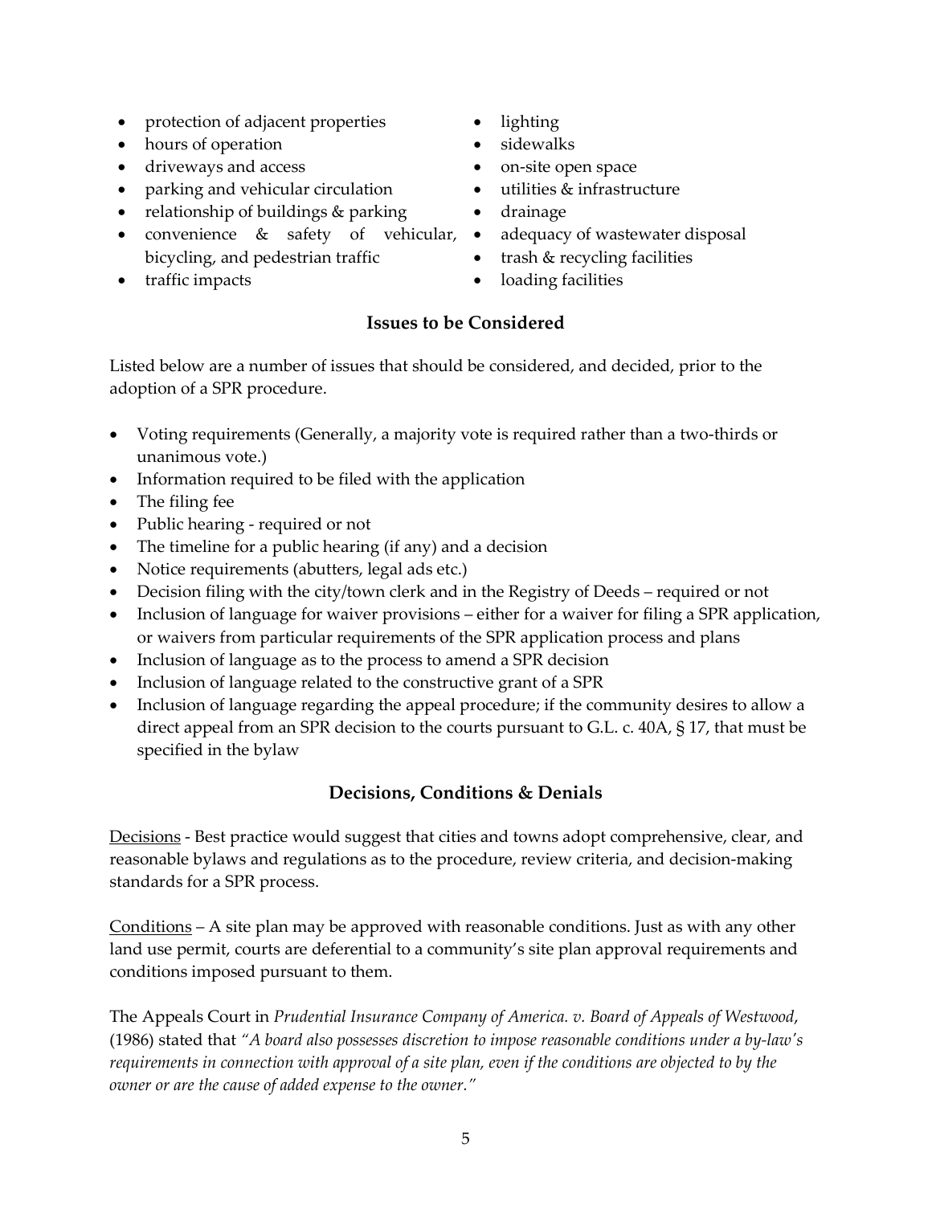- protection of adjacent properties
- hours of operation
- driveways and access
- parking and vehicular circulation
- relationship of buildings & parking
- convenience & safety of vehicular, bicycling, and pedestrian traffic
- traffic impacts
- lighting
- sidewalks
- on-site open space
- utilities & infrastructure
- drainage
- adequacy of wastewater disposal
- trash & recycling facilities
- loading facilities

## Issues to be Considered

Listed below are a number of issues that should be considered, and decided, prior to the adoption of a SPR procedure.

- Voting requirements (Generally, a majority vote is required rather than a two-thirds or unanimous vote.)
- Information required to be filed with the application
- The filing fee
- Public hearing - required or not
- The timeline for a public hearing (if any) and a decision
- Notice requirements (abutters, legal ads etc.)
- Decision filing with the city/town clerk and in the Registry of Deeds – required or not
- Inclusion of language for waiver provisions – either for a waiver for filing a SPR application, or waivers from particular requirements of the SPR application process and plans
- Inclusion of language as to the process to amend a SPR decision
- Inclusion of language related to the constructive grant of a SPR
- Inclusion of language regarding the appeal procedure; if the community desires to allow a direct appeal from an SPR decision to the courts pursuant to G.L. c. 40A, § 17, that must be specified in the bylaw

## Decisions, Conditions & Denials

<u>Decisions</u> - Best practice would suggest that cities and towns adopt comprehensive, clear, and reasonable bylaws and regulations as to the procedure, review criteria, and decision-making standards for a SPR process.

<u>Conditions</u> – A site plan may be approved with reasonable conditions. Just as with any other land use permit, courts are deferential to a community's site plan approval requirements and conditions imposed pursuant to them.

The Appeals Court in *Prudential Insurance Company of America. v. Board of Appeals of Westwood*, (1986) stated that *"A board also possesses discretion to impose reasonable conditions under a by-law's requirements in connection with approval of a site plan, even if the conditions are objected to by the owner or are the cause of added expense to the owner."*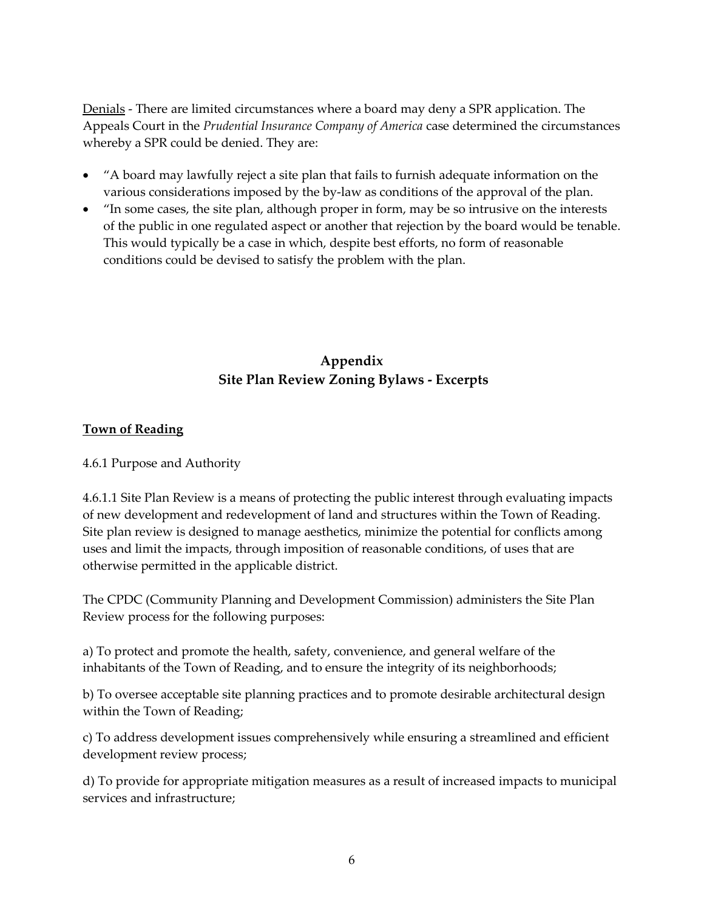Denials - There are limited circumstances where a board may deny a SPR application. The Appeals Court in the *Prudential Insurance Company of America* case determined the circumstances whereby a SPR could be denied. They are:

- "A board may lawfully reject a site plan that fails to furnish adequate information on the various considerations imposed by the by-law as conditions of the approval of the plan.
- "In some cases, the site plan, although proper in form, may be so intrusive on the interests of the public in one regulated aspect or another that rejection by the board would be tenable. This would typically be a case in which, despite best efforts, no form of reasonable conditions could be devised to satisfy the problem with the plan.

## Appendix
## Site Plan Review Zoning Bylaws - Excerpts

**Town of Reading**

4.6.1 Purpose and Authority

4.6.1.1 Site Plan Review is a means of protecting the public interest through evaluating impacts of new development and redevelopment of land and structures within the Town of Reading. Site plan review is designed to manage aesthetics, minimize the potential for conflicts among uses and limit the impacts, through imposition of reasonable conditions, of uses that are otherwise permitted in the applicable district.

The CPDC (Community Planning and Development Commission) administers the Site Plan Review process for the following purposes:

a) To protect and promote the health, safety, convenience, and general welfare of the inhabitants of the Town of Reading, and to ensure the integrity of its neighborhoods;

b) To oversee acceptable site planning practices and to promote desirable architectural design within the Town of Reading;

c) To address development issues comprehensively while ensuring a streamlined and efficient development review process;

d) To provide for appropriate mitigation measures as a result of increased impacts to municipal services and infrastructure;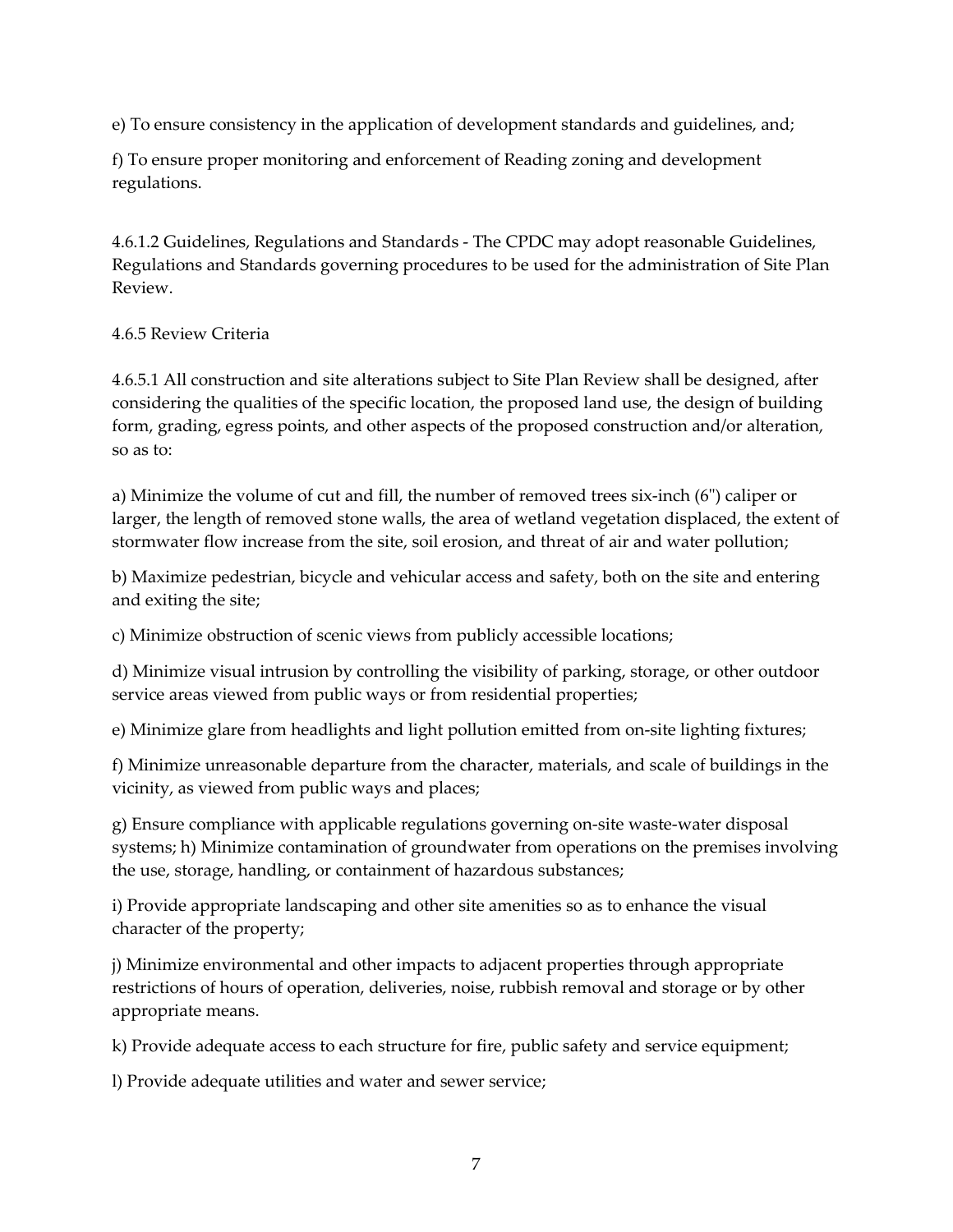e) To ensure consistency in the application of development standards and guidelines, and;

f) To ensure proper monitoring and enforcement of Reading zoning and development regulations.

4.6.1.2 Guidelines, Regulations and Standards - The CPDC may adopt reasonable Guidelines, Regulations and Standards governing procedures to be used for the administration of Site Plan Review.

4.6.5 Review Criteria

4.6.5.1 All construction and site alterations subject to Site Plan Review shall be designed, after considering the qualities of the specific location, the proposed land use, the design of building form, grading, egress points, and other aspects of the proposed construction and/or alteration, so as to:

a) Minimize the volume of cut and fill, the number of removed trees six-inch (6") caliper or larger, the length of removed stone walls, the area of wetland vegetation displaced, the extent of stormwater flow increase from the site, soil erosion, and threat of air and water pollution;

b) Maximize pedestrian, bicycle and vehicular access and safety, both on the site and entering and exiting the site;

c) Minimize obstruction of scenic views from publicly accessible locations;

d) Minimize visual intrusion by controlling the visibility of parking, storage, or other outdoor service areas viewed from public ways or from residential properties;

e) Minimize glare from headlights and light pollution emitted from on-site lighting fixtures;

f) Minimize unreasonable departure from the character, materials, and scale of buildings in the vicinity, as viewed from public ways and places;

g) Ensure compliance with applicable regulations governing on-site waste-water disposal systems; h) Minimize contamination of groundwater from operations on the premises involving the use, storage, handling, or containment of hazardous substances;

i) Provide appropriate landscaping and other site amenities so as to enhance the visual character of the property;

j) Minimize environmental and other impacts to adjacent properties through appropriate restrictions of hours of operation, deliveries, noise, rubbish removal and storage or by other appropriate means.

k) Provide adequate access to each structure for fire, public safety and service equipment;

l) Provide adequate utilities and water and sewer service;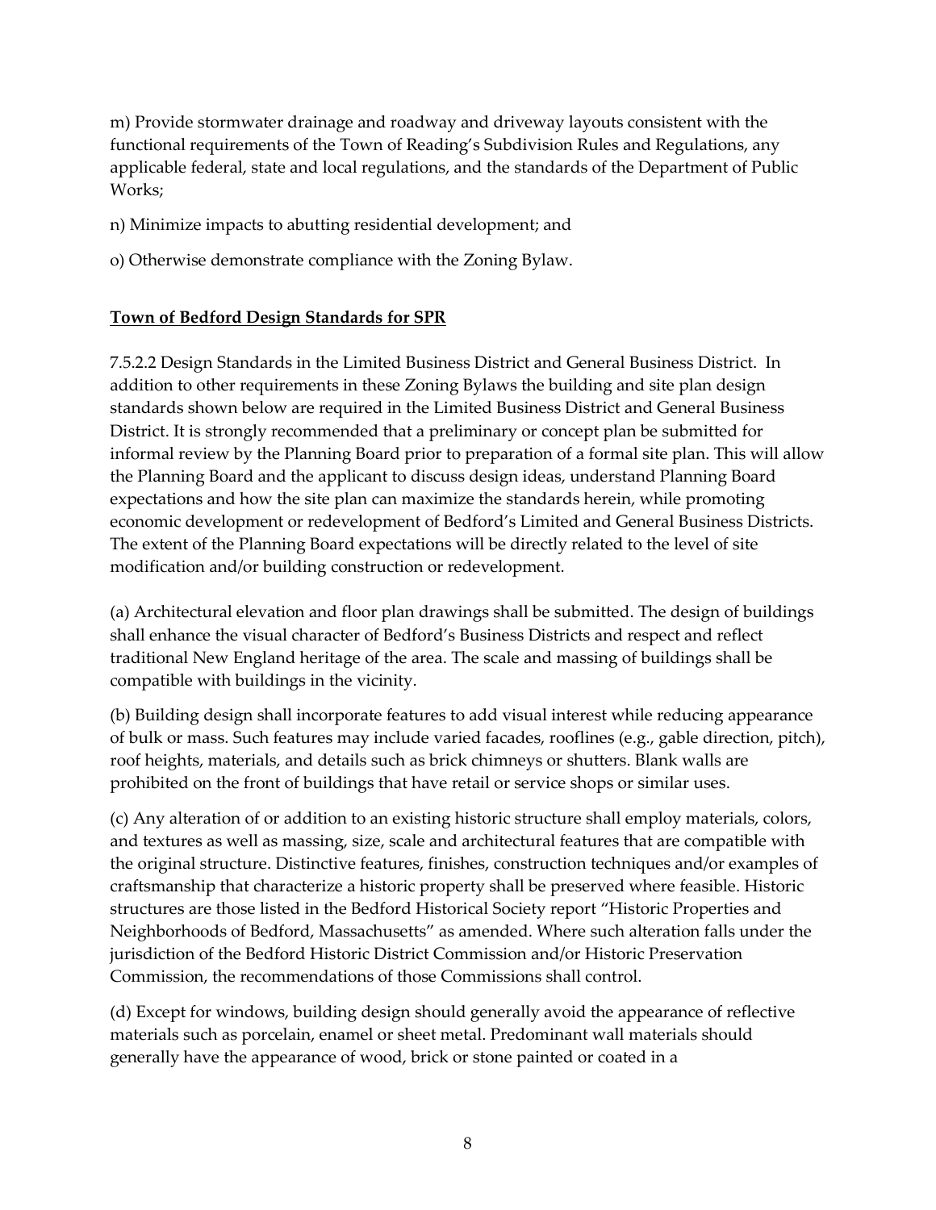m) Provide stormwater drainage and roadway and driveway layouts consistent with the functional requirements of the Town of Reading's Subdivision Rules and Regulations, any applicable federal, state and local regulations, and the standards of the Department of Public Works;

n) Minimize impacts to abutting residential development; and

o) Otherwise demonstrate compliance with the Zoning Bylaw.

**Town of Bedford Design Standards for SPR**

7.5.2.2 Design Standards in the Limited Business District and General Business District. In addition to other requirements in these Zoning Bylaws the building and site plan design standards shown below are required in the Limited Business District and General Business District. It is strongly recommended that a preliminary or concept plan be submitted for informal review by the Planning Board prior to preparation of a formal site plan. This will allow the Planning Board and the applicant to discuss design ideas, understand Planning Board expectations and how the site plan can maximize the standards herein, while promoting economic development or redevelopment of Bedford's Limited and General Business Districts. The extent of the Planning Board expectations will be directly related to the level of site modification and/or building construction or redevelopment.

(a) Architectural elevation and floor plan drawings shall be submitted. The design of buildings shall enhance the visual character of Bedford's Business Districts and respect and reflect traditional New England heritage of the area. The scale and massing of buildings shall be compatible with buildings in the vicinity.

(b) Building design shall incorporate features to add visual interest while reducing appearance of bulk or mass. Such features may include varied facades, rooflines (e.g., gable direction, pitch), roof heights, materials, and details such as brick chimneys or shutters. Blank walls are prohibited on the front of buildings that have retail or service shops or similar uses.

(c) Any alteration of or addition to an existing historic structure shall employ materials, colors, and textures as well as massing, size, scale and architectural features that are compatible with the original structure. Distinctive features, finishes, construction techniques and/or examples of craftsmanship that characterize a historic property shall be preserved where feasible. Historic structures are those listed in the Bedford Historical Society report "Historic Properties and Neighborhoods of Bedford, Massachusetts" as amended. Where such alteration falls under the jurisdiction of the Bedford Historic District Commission and/or Historic Preservation Commission, the recommendations of those Commissions shall control.

(d) Except for windows, building design should generally avoid the appearance of reflective materials such as porcelain, enamel or sheet metal. Predominant wall materials should generally have the appearance of wood, brick or stone painted or coated in a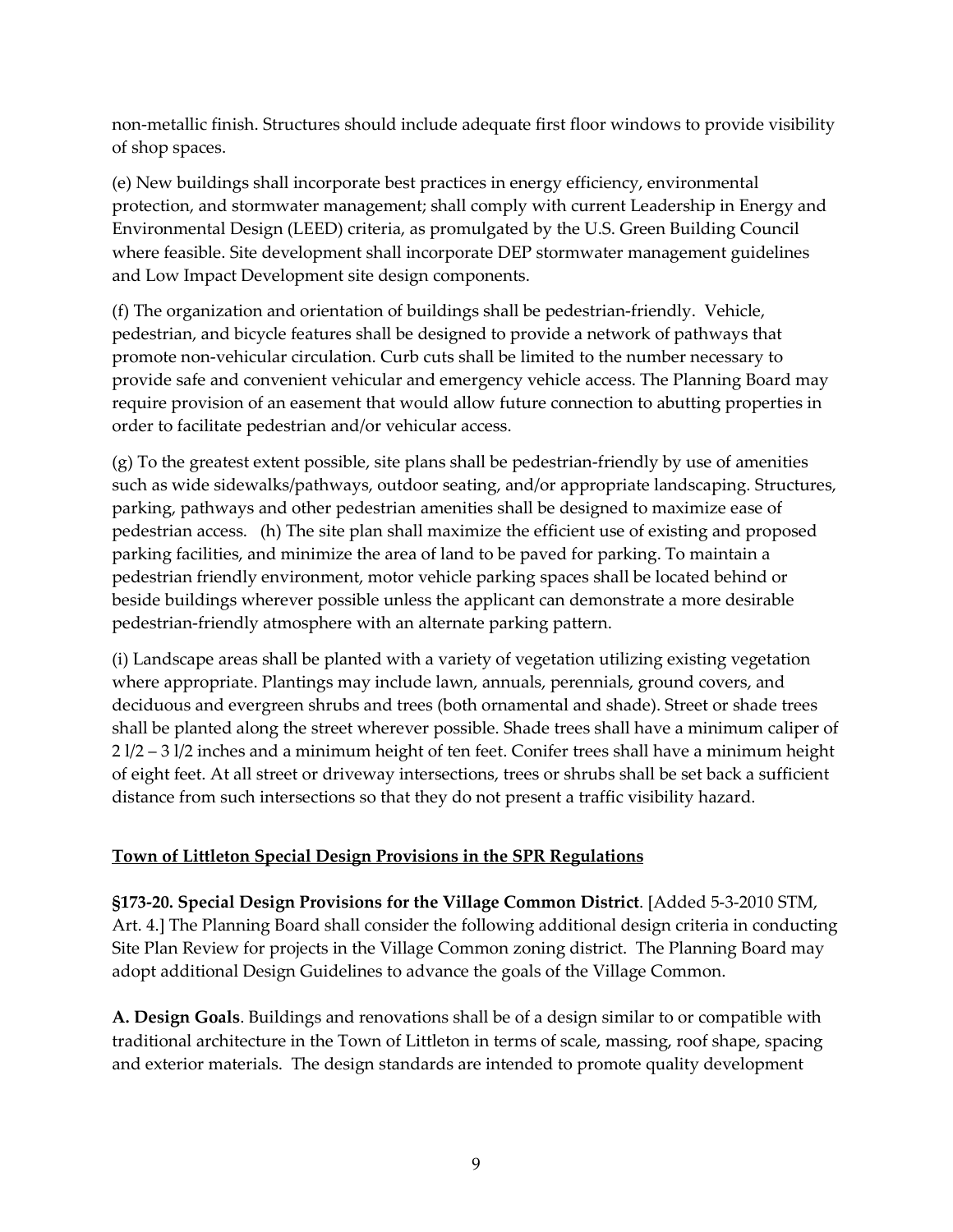non-metallic finish. Structures should include adequate first floor windows to provide visibility of shop spaces.

(e) New buildings shall incorporate best practices in energy efficiency, environmental protection, and stormwater management; shall comply with current Leadership in Energy and Environmental Design (LEED) criteria, as promulgated by the U.S. Green Building Council where feasible. Site development shall incorporate DEP stormwater management guidelines and Low Impact Development site design components.

(f) The organization and orientation of buildings shall be pedestrian-friendly. Vehicle, pedestrian, and bicycle features shall be designed to provide a network of pathways that promote non-vehicular circulation. Curb cuts shall be limited to the number necessary to provide safe and convenient vehicular and emergency vehicle access. The Planning Board may require provision of an easement that would allow future connection to abutting properties in order to facilitate pedestrian and/or vehicular access.

(g) To the greatest extent possible, site plans shall be pedestrian-friendly by use of amenities such as wide sidewalks/pathways, outdoor seating, and/or appropriate landscaping. Structures, parking, pathways and other pedestrian amenities shall be designed to maximize ease of pedestrian access. (h) The site plan shall maximize the efficient use of existing and proposed parking facilities, and minimize the area of land to be paved for parking. To maintain a pedestrian friendly environment, motor vehicle parking spaces shall be located behind or beside buildings wherever possible unless the applicant can demonstrate a more desirable pedestrian-friendly atmosphere with an alternate parking pattern.

(i) Landscape areas shall be planted with a variety of vegetation utilizing existing vegetation where appropriate. Plantings may include lawn, annuals, perennials, ground covers, and deciduous and evergreen shrubs and trees (both ornamental and shade). Street or shade trees shall be planted along the street wherever possible. Shade trees shall have a minimum caliper of 2 l/2 – 3 l/2 inches and a minimum height of ten feet. Conifer trees shall have a minimum height of eight feet. At all street or driveway intersections, trees or shrubs shall be set back a sufficient distance from such intersections so that they do not present a traffic visibility hazard.

**Town of Littleton Special Design Provisions in the SPR Regulations**

**§173-20. Special Design Provisions for the Village Common District**. [Added 5-3-2010 STM, Art. 4.] The Planning Board shall consider the following additional design criteria in conducting Site Plan Review for projects in the Village Common zoning district. The Planning Board may adopt additional Design Guidelines to advance the goals of the Village Common.

**A. Design Goals**. Buildings and renovations shall be of a design similar to or compatible with traditional architecture in the Town of Littleton in terms of scale, massing, roof shape, spacing and exterior materials. The design standards are intended to promote quality development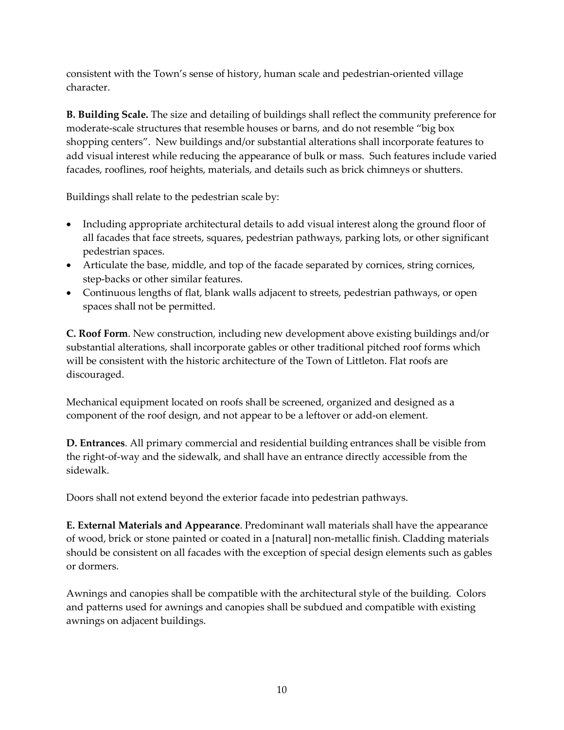consistent with the Town's sense of history, human scale and pedestrian-oriented village character.

**B. Building Scale.** The size and detailing of buildings shall reflect the community preference for moderate-scale structures that resemble houses or barns, and do not resemble "big box shopping centers". New buildings and/or substantial alterations shall incorporate features to add visual interest while reducing the appearance of bulk or mass. Such features include varied facades, rooflines, roof heights, materials, and details such as brick chimneys or shutters.

Buildings shall relate to the pedestrian scale by:

- Including appropriate architectural details to add visual interest along the ground floor of all facades that face streets, squares, pedestrian pathways, parking lots, or other significant pedestrian spaces.
- Articulate the base, middle, and top of the facade separated by cornices, string cornices, step-backs or other similar features.
- Continuous lengths of flat, blank walls adjacent to streets, pedestrian pathways, or open spaces shall not be permitted.

**C. Roof Form**. New construction, including new development above existing buildings and/or substantial alterations, shall incorporate gables or other traditional pitched roof forms which will be consistent with the historic architecture of the Town of Littleton. Flat roofs are discouraged.

Mechanical equipment located on roofs shall be screened, organized and designed as a component of the roof design, and not appear to be a leftover or add-on element.

**D. Entrances**. All primary commercial and residential building entrances shall be visible from the right-of-way and the sidewalk, and shall have an entrance directly accessible from the sidewalk.

Doors shall not extend beyond the exterior facade into pedestrian pathways.

**E. External Materials and Appearance**. Predominant wall materials shall have the appearance of wood, brick or stone painted or coated in a [natural] non-metallic finish. Cladding materials should be consistent on all facades with the exception of special design elements such as gables or dormers.

Awnings and canopies shall be compatible with the architectural style of the building. Colors and patterns used for awnings and canopies shall be subdued and compatible with existing awnings on adjacent buildings.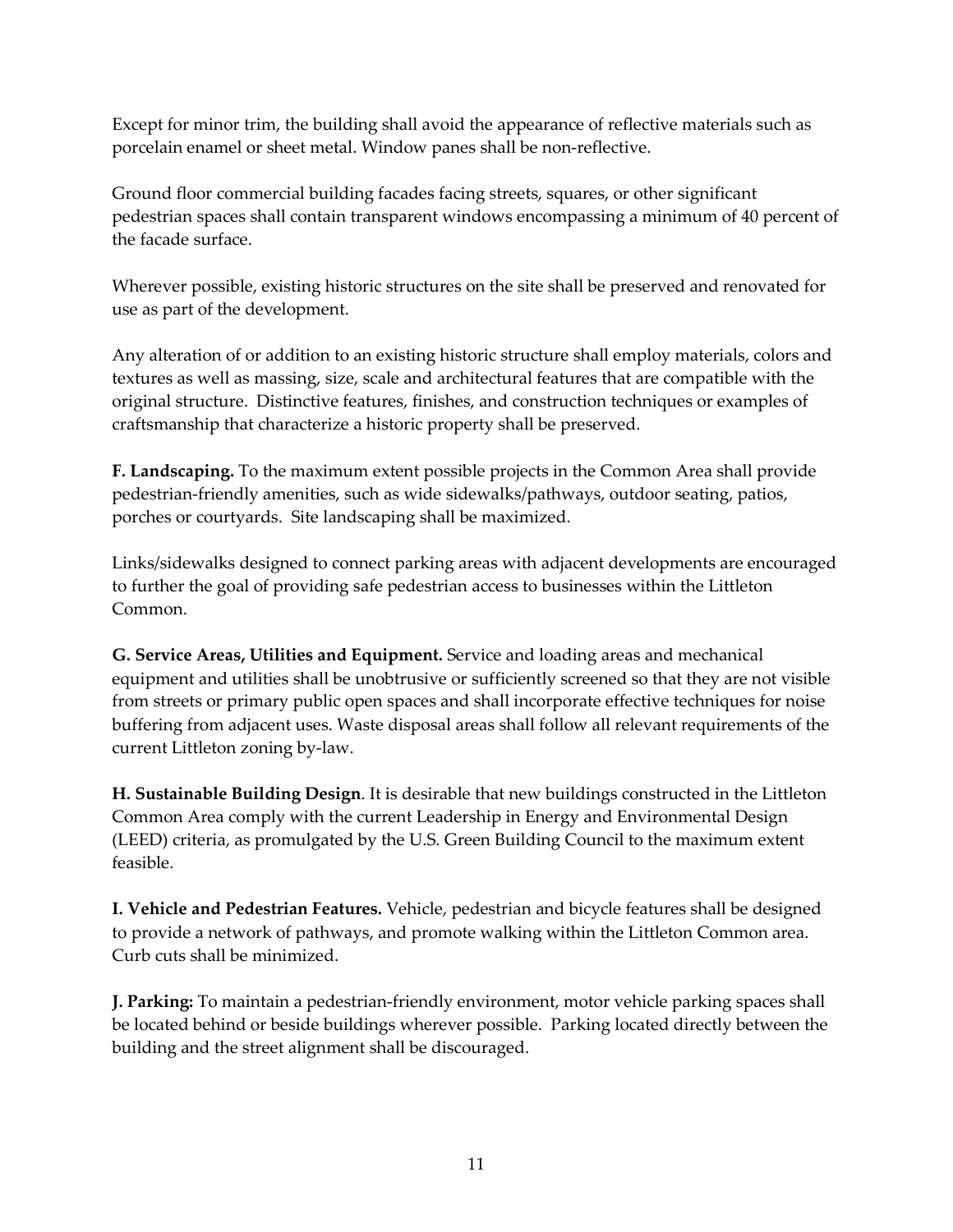Except for minor trim, the building shall avoid the appearance of reflective materials such as porcelain enamel or sheet metal. Window panes shall be non-reflective.

Ground floor commercial building facades facing streets, squares, or other significant pedestrian spaces shall contain transparent windows encompassing a minimum of 40 percent of the facade surface.

Wherever possible, existing historic structures on the site shall be preserved and renovated for use as part of the development.

Any alteration of or addition to an existing historic structure shall employ materials, colors and textures as well as massing, size, scale and architectural features that are compatible with the original structure. Distinctive features, finishes, and construction techniques or examples of craftsmanship that characterize a historic property shall be preserved.

**F. Landscaping.** To the maximum extent possible projects in the Common Area shall provide pedestrian-friendly amenities, such as wide sidewalks/pathways, outdoor seating, patios, porches or courtyards. Site landscaping shall be maximized.

Links/sidewalks designed to connect parking areas with adjacent developments are encouraged to further the goal of providing safe pedestrian access to businesses within the Littleton Common.

**G. Service Areas, Utilities and Equipment.** Service and loading areas and mechanical equipment and utilities shall be unobtrusive or sufficiently screened so that they are not visible from streets or primary public open spaces and shall incorporate effective techniques for noise buffering from adjacent uses. Waste disposal areas shall follow all relevant requirements of the current Littleton zoning by-law.

**H. Sustainable Building Design**. It is desirable that new buildings constructed in the Littleton Common Area comply with the current Leadership in Energy and Environmental Design (LEED) criteria, as promulgated by the U.S. Green Building Council to the maximum extent feasible.

**I. Vehicle and Pedestrian Features.** Vehicle, pedestrian and bicycle features shall be designed to provide a network of pathways, and promote walking within the Littleton Common area. Curb cuts shall be minimized.

**J. Parking:** To maintain a pedestrian-friendly environment, motor vehicle parking spaces shall be located behind or beside buildings wherever possible. Parking located directly between the building and the street alignment shall be discouraged.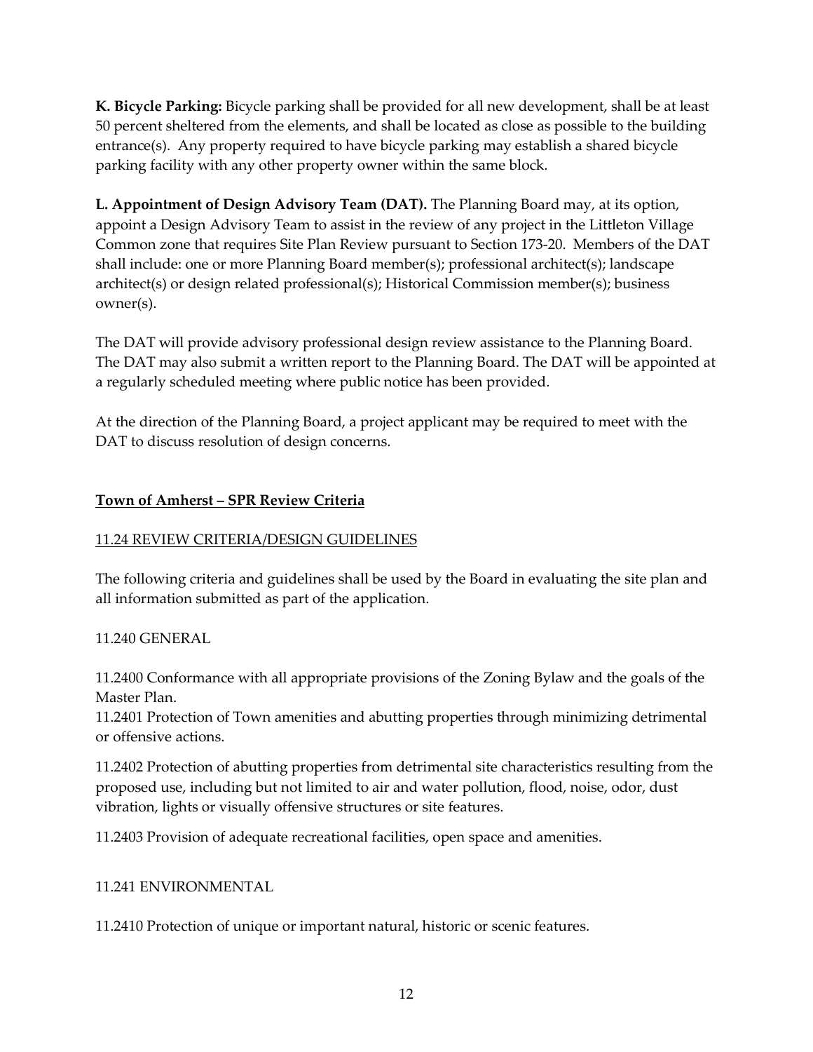**K. Bicycle Parking:** Bicycle parking shall be provided for all new development, shall be at least 50 percent sheltered from the elements, and shall be located as close as possible to the building entrance(s). Any property required to have bicycle parking may establish a shared bicycle parking facility with any other property owner within the same block.

**L. Appointment of Design Advisory Team (DAT).** The Planning Board may, at its option, appoint a Design Advisory Team to assist in the review of any project in the Littleton Village Common zone that requires Site Plan Review pursuant to Section 173-20. Members of the DAT shall include: one or more Planning Board member(s); professional architect(s); landscape architect(s) or design related professional(s); Historical Commission member(s); business owner(s).

The DAT will provide advisory professional design review assistance to the Planning Board. The DAT may also submit a written report to the Planning Board. The DAT will be appointed at a regularly scheduled meeting where public notice has been provided.

At the direction of the Planning Board, a project applicant may be required to meet with the DAT to discuss resolution of design concerns.

## Town of Amherst – SPR Review Criteria

### 11.24 REVIEW CRITERIA/DESIGN GUIDELINES

The following criteria and guidelines shall be used by the Board in evaluating the site plan and all information submitted as part of the application.

#### 11.240 GENERAL

11.2400 Conformance with all appropriate provisions of the Zoning Bylaw and the goals of the Master Plan.

11.2401 Protection of Town amenities and abutting properties through minimizing detrimental or offensive actions.

11.2402 Protection of abutting properties from detrimental site characteristics resulting from the proposed use, including but not limited to air and water pollution, flood, noise, odor, dust vibration, lights or visually offensive structures or site features.

11.2403 Provision of adequate recreational facilities, open space and amenities.

#### 11.241 ENVIRONMENTAL

11.2410 Protection of unique or important natural, historic or scenic features.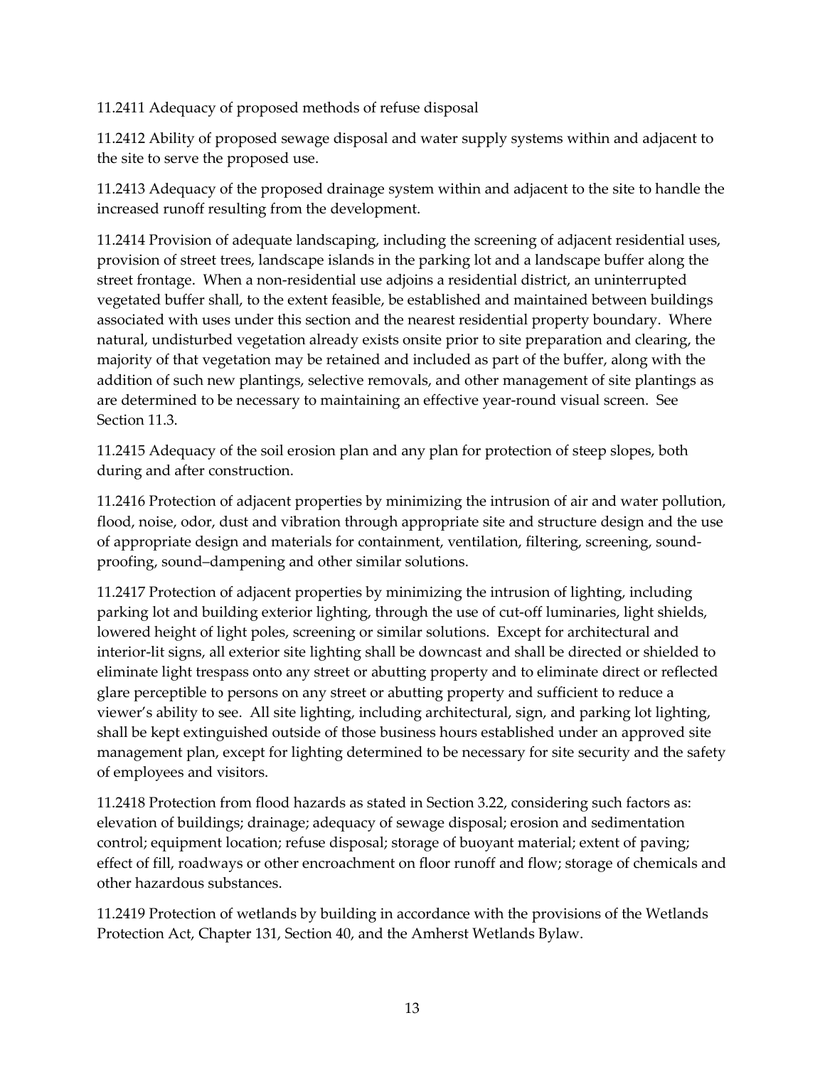11.2411 Adequacy of proposed methods of refuse disposal

11.2412 Ability of proposed sewage disposal and water supply systems within and adjacent to the site to serve the proposed use.

11.2413 Adequacy of the proposed drainage system within and adjacent to the site to handle the increased runoff resulting from the development.

11.2414 Provision of adequate landscaping, including the screening of adjacent residential uses, provision of street trees, landscape islands in the parking lot and a landscape buffer along the street frontage. When a non-residential use adjoins a residential district, an uninterrupted vegetated buffer shall, to the extent feasible, be established and maintained between buildings associated with uses under this section and the nearest residential property boundary. Where natural, undisturbed vegetation already exists onsite prior to site preparation and clearing, the majority of that vegetation may be retained and included as part of the buffer, along with the addition of such new plantings, selective removals, and other management of site plantings as are determined to be necessary to maintaining an effective year-round visual screen. See Section 11.3.

11.2415 Adequacy of the soil erosion plan and any plan for protection of steep slopes, both during and after construction.

11.2416 Protection of adjacent properties by minimizing the intrusion of air and water pollution, flood, noise, odor, dust and vibration through appropriate site and structure design and the use of appropriate design and materials for containment, ventilation, filtering, screening, sound-proofing, sound–dampening and other similar solutions.

11.2417 Protection of adjacent properties by minimizing the intrusion of lighting, including parking lot and building exterior lighting, through the use of cut-off luminaries, light shields, lowered height of light poles, screening or similar solutions. Except for architectural and interior-lit signs, all exterior site lighting shall be downcast and shall be directed or shielded to eliminate light trespass onto any street or abutting property and to eliminate direct or reflected glare perceptible to persons on any street or abutting property and sufficient to reduce a viewer's ability to see. All site lighting, including architectural, sign, and parking lot lighting, shall be kept extinguished outside of those business hours established under an approved site management plan, except for lighting determined to be necessary for site security and the safety of employees and visitors.

11.2418 Protection from flood hazards as stated in Section 3.22, considering such factors as: elevation of buildings; drainage; adequacy of sewage disposal; erosion and sedimentation control; equipment location; refuse disposal; storage of buoyant material; extent of paving; effect of fill, roadways or other encroachment on floor runoff and flow; storage of chemicals and other hazardous substances.

11.2419 Protection of wetlands by building in accordance with the provisions of the Wetlands Protection Act, Chapter 131, Section 40, and the Amherst Wetlands Bylaw.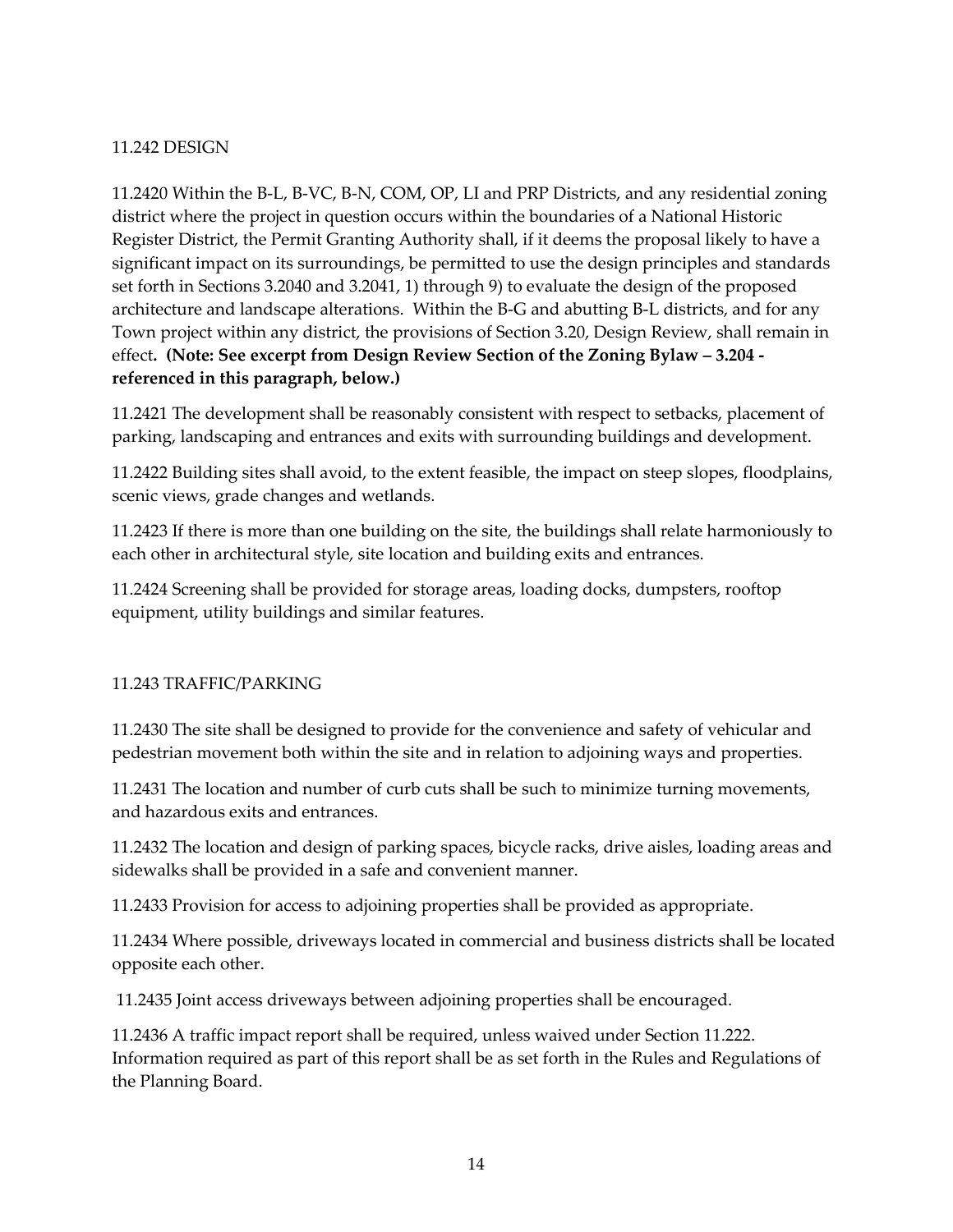### 11.242 DESIGN

11.2420 Within the B-L, B-VC, B-N, COM, OP, LI and PRP Districts, and any residential zoning district where the project in question occurs within the boundaries of a National Historic Register District, the Permit Granting Authority shall, if it deems the proposal likely to have a significant impact on its surroundings, be permitted to use the design principles and standards set forth in Sections 3.2040 and 3.2041, 1) through 9) to evaluate the design of the proposed architecture and landscape alterations. Within the B-G and abutting B-L districts, and for any Town project within any district, the provisions of Section 3.20, Design Review, shall remain in effect**. (Note: See excerpt from Design Review Section of the Zoning Bylaw – 3.204 - referenced in this paragraph, below.)**

11.2421 The development shall be reasonably consistent with respect to setbacks, placement of parking, landscaping and entrances and exits with surrounding buildings and development.

11.2422 Building sites shall avoid, to the extent feasible, the impact on steep slopes, floodplains, scenic views, grade changes and wetlands.

11.2423 If there is more than one building on the site, the buildings shall relate harmoniously to each other in architectural style, site location and building exits and entrances.

11.2424 Screening shall be provided for storage areas, loading docks, dumpsters, rooftop equipment, utility buildings and similar features.

### 11.243 TRAFFIC/PARKING

11.2430 The site shall be designed to provide for the convenience and safety of vehicular and pedestrian movement both within the site and in relation to adjoining ways and properties.

11.2431 The location and number of curb cuts shall be such to minimize turning movements, and hazardous exits and entrances.

11.2432 The location and design of parking spaces, bicycle racks, drive aisles, loading areas and sidewalks shall be provided in a safe and convenient manner.

11.2433 Provision for access to adjoining properties shall be provided as appropriate.

11.2434 Where possible, driveways located in commercial and business districts shall be located opposite each other.

11.2435 Joint access driveways between adjoining properties shall be encouraged.

11.2436 A traffic impact report shall be required, unless waived under Section 11.222. Information required as part of this report shall be as set forth in the Rules and Regulations of the Planning Board.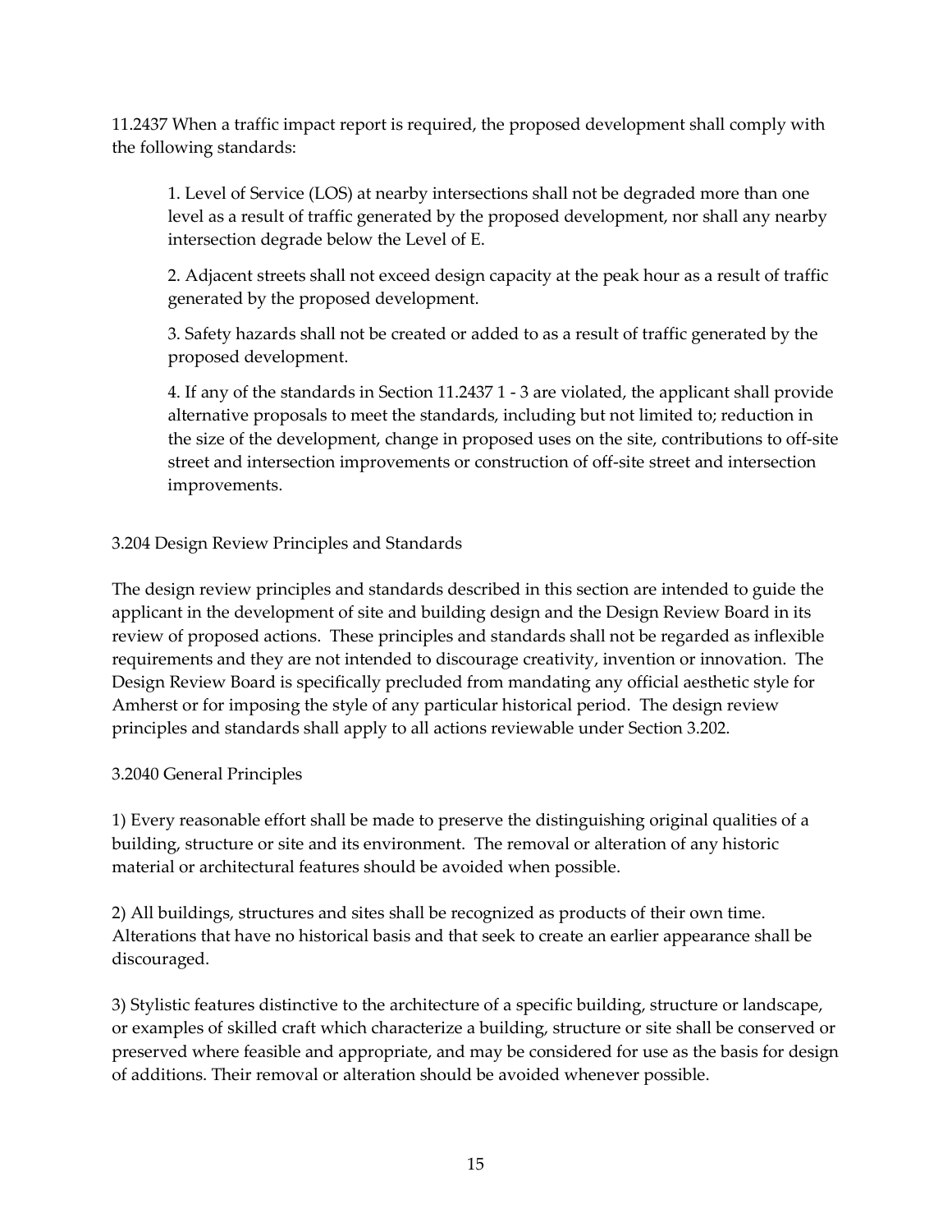11.2437 When a traffic impact report is required, the proposed development shall comply with the following standards:

1. Level of Service (LOS) at nearby intersections shall not be degraded more than one level as a result of traffic generated by the proposed development, nor shall any nearby intersection degrade below the Level of E.

2. Adjacent streets shall not exceed design capacity at the peak hour as a result of traffic generated by the proposed development.

3. Safety hazards shall not be created or added to as a result of traffic generated by the proposed development.

4. If any of the standards in Section 11.2437 1 - 3 are violated, the applicant shall provide alternative proposals to meet the standards, including but not limited to; reduction in the size of the development, change in proposed uses on the site, contributions to off-site street and intersection improvements or construction of off-site street and intersection improvements.

3.204 Design Review Principles and Standards

The design review principles and standards described in this section are intended to guide the applicant in the development of site and building design and the Design Review Board in its review of proposed actions. These principles and standards shall not be regarded as inflexible requirements and they are not intended to discourage creativity, invention or innovation. The Design Review Board is specifically precluded from mandating any official aesthetic style for Amherst or for imposing the style of any particular historical period. The design review principles and standards shall apply to all actions reviewable under Section 3.202.

3.2040 General Principles

1) Every reasonable effort shall be made to preserve the distinguishing original qualities of a building, structure or site and its environment. The removal or alteration of any historic material or architectural features should be avoided when possible.

2) All buildings, structures and sites shall be recognized as products of their own time. Alterations that have no historical basis and that seek to create an earlier appearance shall be discouraged.

3) Stylistic features distinctive to the architecture of a specific building, structure or landscape, or examples of skilled craft which characterize a building, structure or site shall be conserved or preserved where feasible and appropriate, and may be considered for use as the basis for design of additions. Their removal or alteration should be avoided whenever possible.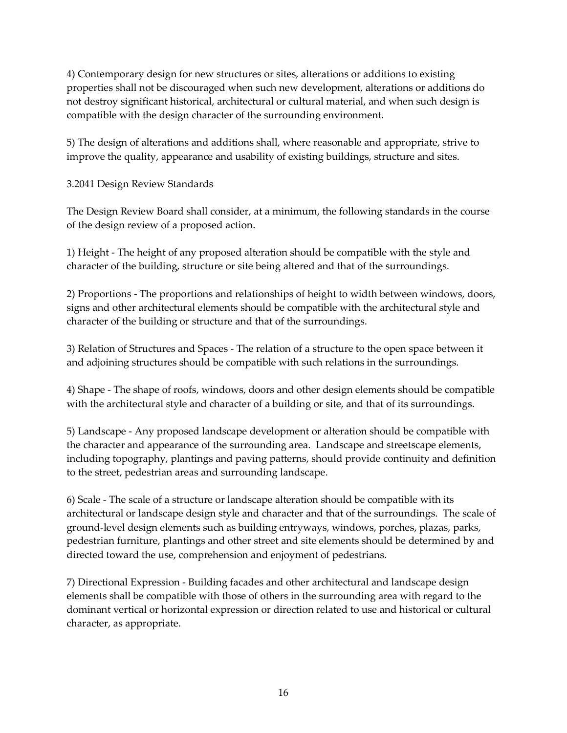4) Contemporary design for new structures or sites, alterations or additions to existing properties shall not be discouraged when such new development, alterations or additions do not destroy significant historical, architectural or cultural material, and when such design is compatible with the design character of the surrounding environment.

5) The design of alterations and additions shall, where reasonable and appropriate, strive to improve the quality, appearance and usability of existing buildings, structure and sites.

3.2041 Design Review Standards

The Design Review Board shall consider, at a minimum, the following standards in the course of the design review of a proposed action.

1) Height - The height of any proposed alteration should be compatible with the style and character of the building, structure or site being altered and that of the surroundings.

2) Proportions - The proportions and relationships of height to width between windows, doors, signs and other architectural elements should be compatible with the architectural style and character of the building or structure and that of the surroundings.

3) Relation of Structures and Spaces - The relation of a structure to the open space between it and adjoining structures should be compatible with such relations in the surroundings.

4) Shape - The shape of roofs, windows, doors and other design elements should be compatible with the architectural style and character of a building or site, and that of its surroundings.

5) Landscape - Any proposed landscape development or alteration should be compatible with the character and appearance of the surrounding area. Landscape and streetscape elements, including topography, plantings and paving patterns, should provide continuity and definition to the street, pedestrian areas and surrounding landscape.

6) Scale - The scale of a structure or landscape alteration should be compatible with its architectural or landscape design style and character and that of the surroundings. The scale of ground-level design elements such as building entryways, windows, porches, plazas, parks, pedestrian furniture, plantings and other street and site elements should be determined by and directed toward the use, comprehension and enjoyment of pedestrians.

7) Directional Expression - Building facades and other architectural and landscape design elements shall be compatible with those of others in the surrounding area with regard to the dominant vertical or horizontal expression or direction related to use and historical or cultural character, as appropriate.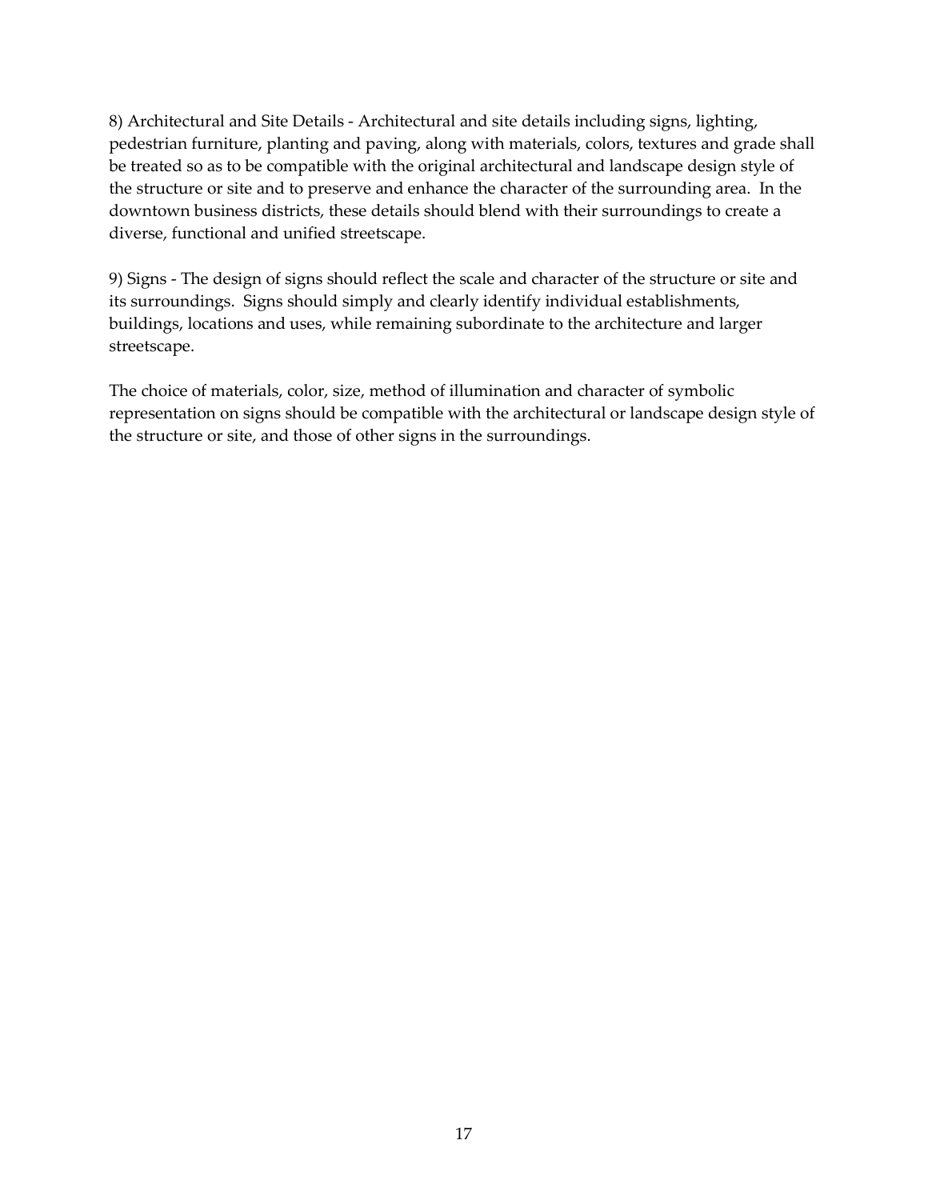8) Architectural and Site Details - Architectural and site details including signs, lighting, pedestrian furniture, planting and paving, along with materials, colors, textures and grade shall be treated so as to be compatible with the original architectural and landscape design style of the structure or site and to preserve and enhance the character of the surrounding area. In the downtown business districts, these details should blend with their surroundings to create a diverse, functional and unified streetscape.

9) Signs - The design of signs should reflect the scale and character of the structure or site and its surroundings. Signs should simply and clearly identify individual establishments, buildings, locations and uses, while remaining subordinate to the architecture and larger streetscape.

The choice of materials, color, size, method of illumination and character of symbolic representation on signs should be compatible with the architectural or landscape design style of the structure or site, and those of other signs in the surroundings.